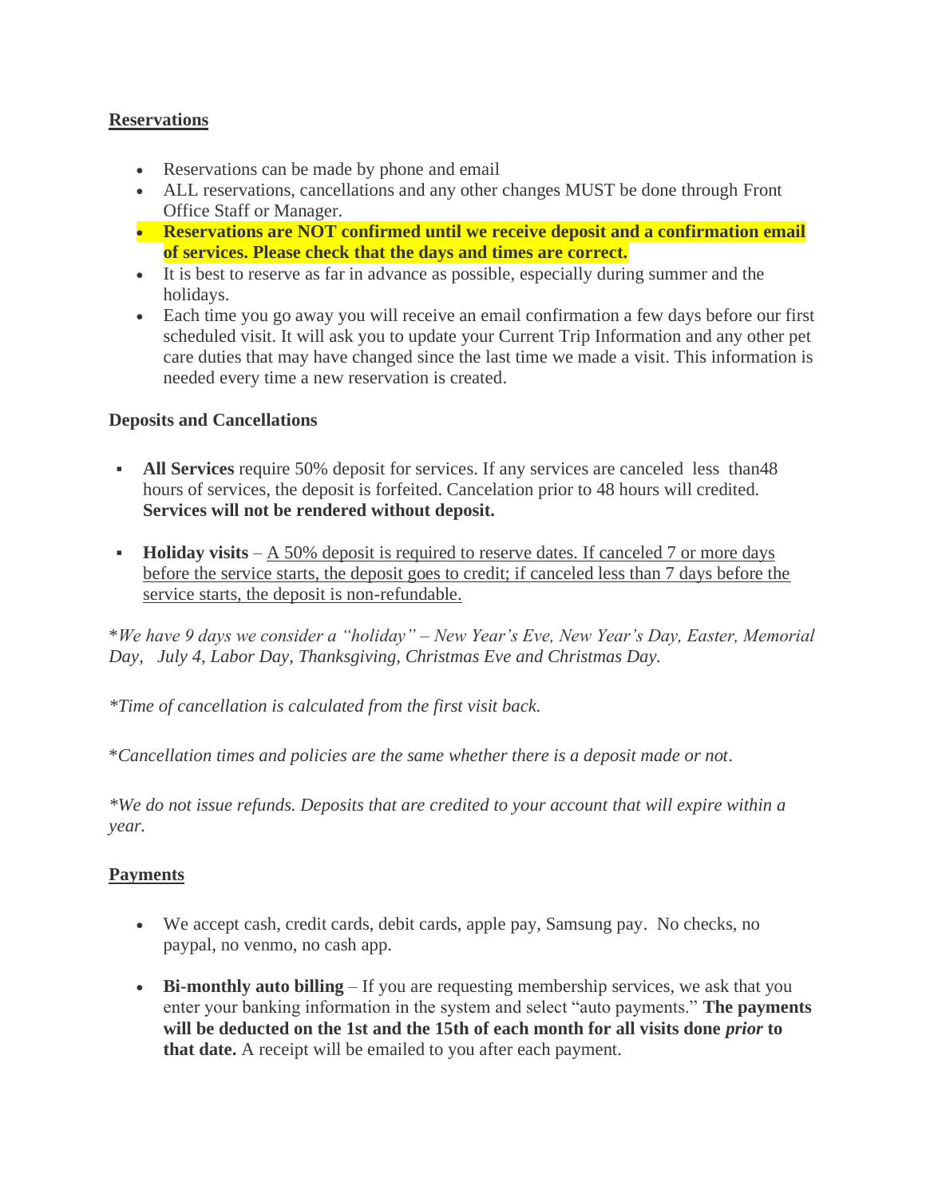## Reservations

- Reservations can be made by phone and email
- ALL reservations, cancellations and any other changes MUST be done through Front Office Staff or Manager.
- **Reservations are NOT confirmed until we receive deposit and a confirmation email of services. Please check that the days and times are correct.**
- It is best to reserve as far in advance as possible, especially during summer and the holidays.
- Each time you go away you will receive an email confirmation a few days before our first scheduled visit. It will ask you to update your Current Trip Information and any other pet care duties that may have changed since the last time we made a visit. This information is needed every time a new reservation is created.

**Deposits and Cancellations**

- **All Services** require 50% deposit for services. If any services are canceled less than48 hours of services, the deposit is forfeited. Cancelation prior to 48 hours will credited. **Services will not be rendered without deposit.**

- **Holiday visits** – A 50% deposit is required to reserve dates. If canceled 7 or more days before the service starts, the deposit goes to credit; if canceled less than 7 days before the service starts, the deposit is non-refundable.

**We have 9 days we consider a "holiday" – New Year's Eve, New Year's Day, Easter, Memorial Day, July 4, Labor Day, Thanksgiving, Christmas Eve and Christmas Day.*

**Time of cancellation is calculated from the first visit back.*

**Cancellation times and policies are the same whether there is a deposit made or not.*

**We do not issue refunds. Deposits that are credited to your account that will expire within a year.*

## Payments

- We accept cash, credit cards, debit cards, apple pay, Samsung pay. No checks, no paypal, no venmo, no cash app.

- **Bi-monthly auto billing** – If you are requesting membership services, we ask that you enter your banking information in the system and select "auto payments." **The payments will be deducted on the 1st and the 15th of each month for all visits done *prior* to that date.** A receipt will be emailed to you after each payment.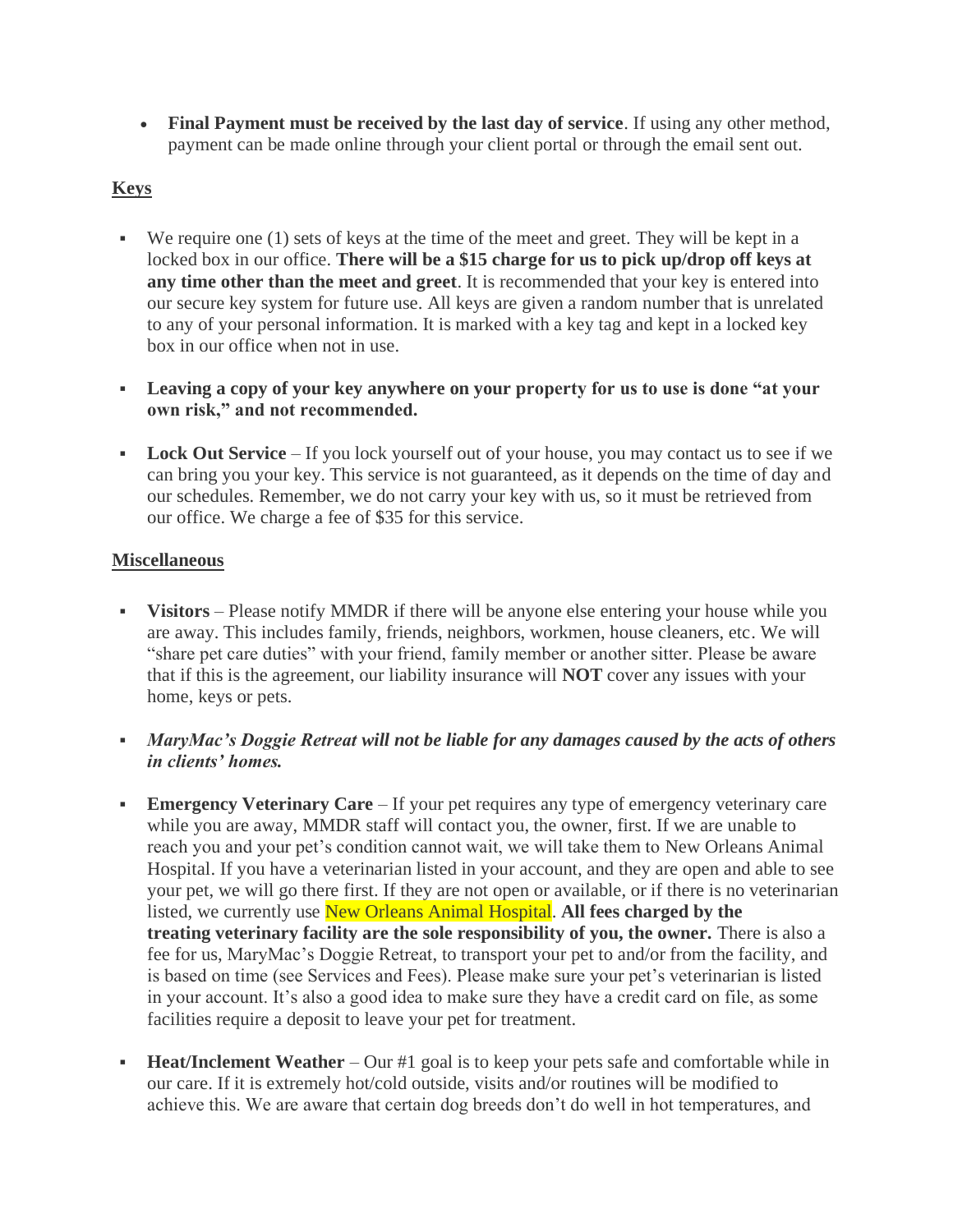- **Final Payment must be received by the last day of service**. If using any other method, payment can be made online through your client portal or through the email sent out.

## Keys

- We require one (1) sets of keys at the time of the meet and greet. They will be kept in a locked box in our office. **There will be a $15 charge for us to pick up/drop off keys at any time other than the meet and greet**. It is recommended that your key is entered into our secure key system for future use. All keys are given a random number that is unrelated to any of your personal information. It is marked with a key tag and kept in a locked key box in our office when not in use.

- **Leaving a copy of your key anywhere on your property for us to use is done "at your own risk," and not recommended.**

- **Lock Out Service** – If you lock yourself out of your house, you may contact us to see if we can bring you your key. This service is not guaranteed, as it depends on the time of day and our schedules. Remember, we do not carry your key with us, so it must be retrieved from our office. We charge a fee of $35 for this service.

## Miscellaneous

- **Visitors** – Please notify MMDR if there will be anyone else entering your house while you are away. This includes family, friends, neighbors, workmen, house cleaners, etc. We will "share pet care duties" with your friend, family member or another sitter. Please be aware that if this is the agreement, our liability insurance will **NOT** cover any issues with your home, keys or pets.

- ***MaryMac's Doggie Retreat will not be liable for any damages caused by the acts of others in clients' homes.***

- **Emergency Veterinary Care** – If your pet requires any type of emergency veterinary care while you are away, MMDR staff will contact you, the owner, first. If we are unable to reach you and your pet's condition cannot wait, we will take them to New Orleans Animal Hospital. If you have a veterinarian listed in your account, and they are open and able to see your pet, we will go there first. If they are not open or available, or if there is no veterinarian listed, we currently use New Orleans Animal Hospital. **All fees charged by the treating veterinary facility are the sole responsibility of you, the owner.** There is also a fee for us, MaryMac's Doggie Retreat, to transport your pet to and/or from the facility, and is based on time (see Services and Fees). Please make sure your pet's veterinarian is listed in your account. It's also a good idea to make sure they have a credit card on file, as some facilities require a deposit to leave your pet for treatment.

- **Heat/Inclement Weather** – Our #1 goal is to keep your pets safe and comfortable while in our care. If it is extremely hot/cold outside, visits and/or routines will be modified to achieve this. We are aware that certain dog breeds don't do well in hot temperatures, and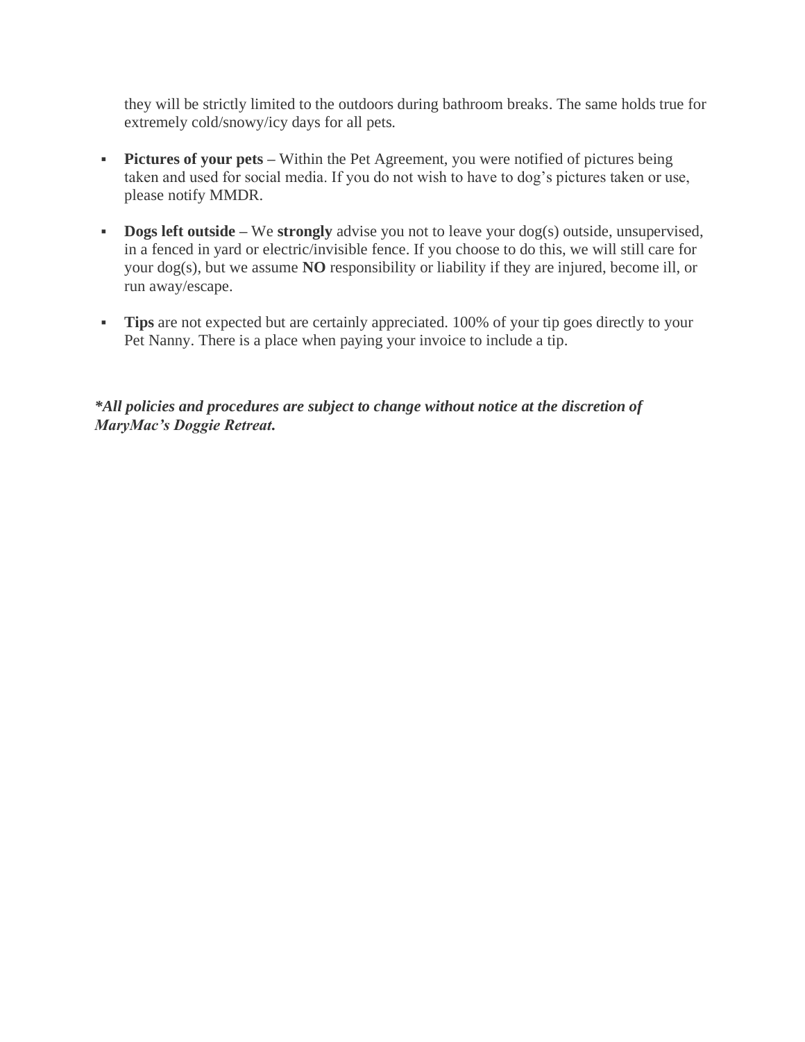they will be strictly limited to the outdoors during bathroom breaks. The same holds true for extremely cold/snowy/icy days for all pets.

- **Pictures of your pets –** Within the Pet Agreement, you were notified of pictures being taken and used for social media. If you do not wish to have to dog's pictures taken or use, please notify MMDR.

- **Dogs left outside –** We **strongly** advise you not to leave your dog(s) outside, unsupervised, in a fenced in yard or electric/invisible fence. If you choose to do this, we will still care for your dog(s), but we assume **NO** responsibility or liability if they are injured, become ill, or run away/escape.

- **Tips** are not expected but are certainly appreciated. 100% of your tip goes directly to your Pet Nanny. There is a place when paying your invoice to include a tip.

***All policies and procedures are subject to change without notice at the discretion of MaryMac's Doggie Retreat.***